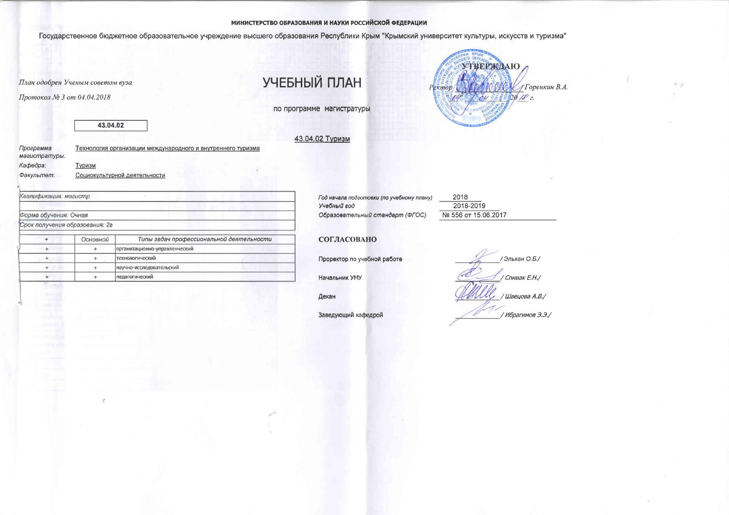**МИНИСТЕРСТВО ОБРАЗОВАНИЯ И НАУКИ РОССИЙСКОЙ ФЕДЕРАЦИИ**

Государственное бюджетное образовательное учреждение высшего образования Республики Крым "Крымский университет культуры, искусств и туризма"

*План одобрен Ученым советом вуза*

*Протокол № 3 от 04.04.2018*

# УЧЕБНЫЙ ПЛАН

**УТВЕРЖДАЮ**

*Ректор* ____________ *Горенкин В.А.*

*"02" 04 2018 г.*

по программе магистратуры

| 43.04.02 |
|---|

43.04.02 Туризм

*Программа магистратуры:* Технология организации международного и внутреннего туризма

*Кафедра:* Туризм

*Факультет:* Социокультурной деятельности

| |
|---|
| *Квалификация: магистр* |
| |
| *Форма обучения: Очная* |
| *Срок получения образования: 2г* |

| + | Основной | Типы задач профессиональной деятельности |
|---|---|---|
| + | + | организационно-управленческий |
| + | + | технологический |
| + | + | научно-исследовательский |
| + | + | педагогический |

*Год начала подготовки (по учебному плану)* 2018

*Учебный год* 2018-2019

*Образовательный стандарт (ФГОС)* № 556 от 15.06.2017

**СОГЛАСОВАНО**

Проректор по учебной работе ____________ / Элькан О.Б./

Начальник УМУ ____________ / Спивак Е.Н./

Декан ____________ / Швецова А.В./

Заведующий кафедрой ____________ / Ибрагимов Э.Э./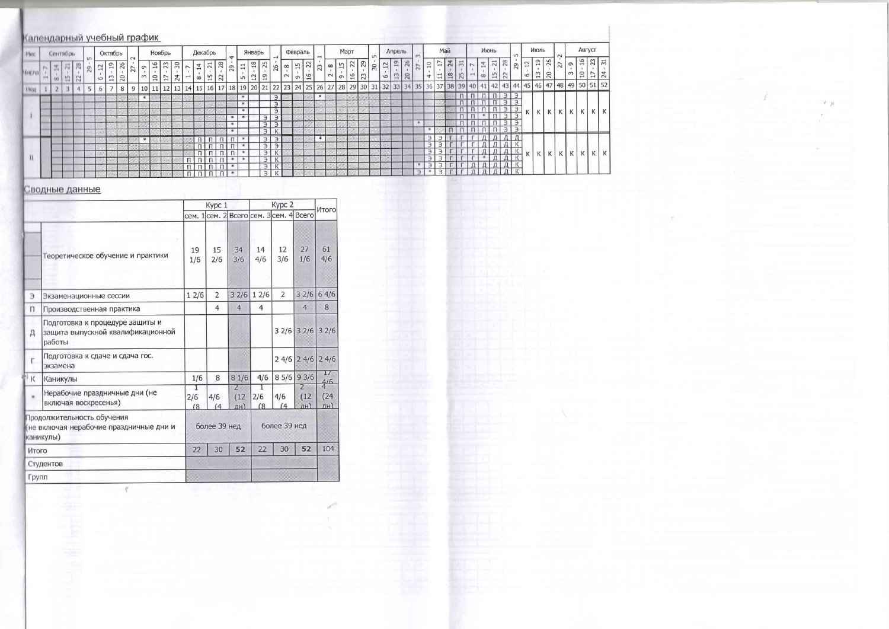## Календарный учебный график

| Мес | Сентябрь | | | | | Октябрь | | | | Ноябрь | | | | Декабрь | | | | | Январь | | | | Февраль | | | | Март | | | | | Апрель | | | | Май | | | | Июнь | | | | | Июль | | | | Август | | | |
|---|---|---|---|---|---|---|---|---|---|---|---|---|---|---|---|---|---|---|---|---|---|---|---|---|---|---|---|---|---|---|---|---|---|---|---|---|---|---|---|---|---|---|---|---|---|---|---|---|---|---|---|---|
| Числа | 1 - 7 | 8 - 14 | 15 - 21 | 22 - 28 | 29 - 5 | 6 - 12 | 13 - 19 | 20 - 26 | 27 - 2 | 3 - 9 | 10 - 16 | 17 - 23 | 24 - 30 | 1 - 7 | 8 - 14 | 15 - 21 | 22 - 28 | 29 - 4 | 5 - 11 | 12 - 18 | 19 - 25 | 26 - 1 | 2 - 8 | 9 - 15 | 16 - 22 | 23 - 1 | 2 - 8 | 9 - 15 | 16 - 22 | 23 - 29 | 30 - 5 | 6 - 12 | 13 - 19 | 20 - 26 | 27 - 3 | 4 - 10 | 11 - 17 | 18 - 24 | 25 - 31 | 1 - 7 | 8 - 14 | 15 - 21 | 22 - 28 | 29 - 5 | 6 - 12 | 13 - 19 | 20 - 26 | 27 - 2 | 3 - 9 | 10 - 16 | 17 - 23 | 24 - 31 |
| Нед | 1 | 2 | 3 | 4 | 5 | 6 | 7 | 8 | 9 | 10 | 11 | 12 | 13 | 14 | 15 | 16 | 17 | 18 | 19 | 20 | 21 | 22 | 23 | 24 | 25 | 26 | 27 | 28 | 29 | 30 | 31 | 32 | 33 | 34 | 35 | 36 | 37 | 38 | 39 | 40 | 41 | 42 | 43 | 44 | 45 | 46 | 47 | 48 | 49 | 50 | 51 | 52 |
| I | | | | | | | | | | * | | | | | | | | | * | | | Э | | | | * | | | | | | | | | | | | | | П | П | П | Э | Э | К | К | К | К | К | К | К | К |
| II | | | | | | | | | | * | | | | | П | П | П | П | * | | Э | Э | | | | * | | | | | | | | | | Э | Э | Г | Г | Г | Д | Д | Д | Д | К | К | К | К | К | К | К | К |

## Сводные данные

| | | Курс 1 | | | Курс 2 | | | Итого |
|---|---|---|---|---|---|---|---|---|
| | | сем. 1 | сем. 2 | Всего | сем. 3 | сем. 4 | Всего | |
| | Теоретическое обучение и практики | 19 1/6 | 15 2/6 | 34 3/6 | 14 4/6 | 12 3/6 | 27 1/6 | 61 4/6 |
| Э | Экзаменационные сессии | 1 2/6 | 2 | 3 2/6 | 1 2/6 | 2 | 3 2/6 | 6 4/6 |
| П | Производственная практика | | 4 | 4 | 4 | | 4 | 8 |
| Д | Подготовка к процедуре защиты и защита выпускной квалификационной работы | | | | | 3 2/6 | 3 2/6 | 3 2/6 |
| Г | Подготовка к сдаче и сдача гос. экзамена | | | | | 2 4/6 | 2 4/6 | 2 4/6 |
| К | Каникулы | 1/6 | 8 | 8 1/6 | 4/6 | 8 5/6 | 9 3/6 | 17 4/6 |
| * | Нерабочие праздничные дни (не включая воскресенья) | 1 2/6 (8 | 4/6 (4 | 2 (12 дн) | 1 2/6 (8 | 4/6 (4 | 2 (12 дн) | 4 (24 дн) |
| Продолжительность обучения (не включая нерабочие праздничные дни и каникулы) | | более 39 нед | | | более 39 нед | | | |
| Итого | | 22 | 30 | 52 | 22 | 30 | 52 | 104 |
| Студентов | | | | | | | | |
| Групп | | | | | | | | |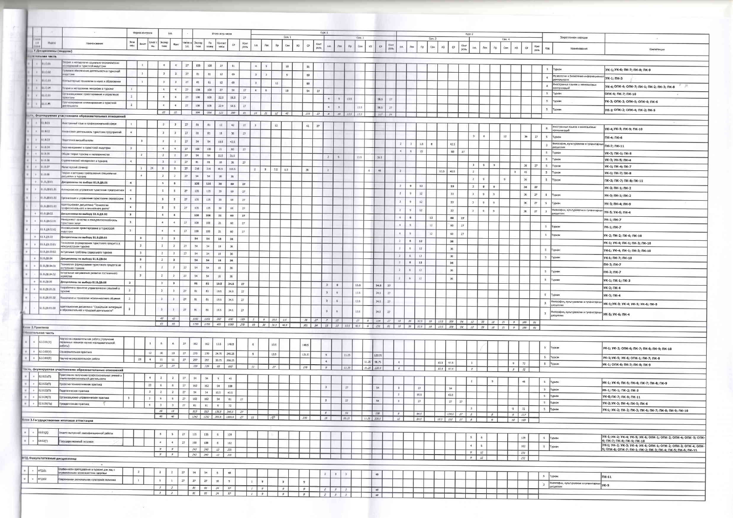| Индекс | Наименование | Экзамен | Зачет | Зачет с оц. | з.е. Экспертное | з.е. Факт | Часов в з.е. | Экспертное | По плану | Контакт часы | СР | Контроль | Код каф. | Закрепленная кафедра | Компетенции |
|---|---|---|---|---|---|---|---|---|---|---|---|---|---|---|---|
| **Блок 1.Дисциплины (модули)** | | | | | | | | | | | | | | | |
| **Обязательная часть** | | | | | | | | | | | | | | | |
| Б1.О.01 | Теория и методология социально-экономических исследований в туристской индустрии | | 1 | | 4 | 4 | 27 | 108 | 108 | 27 | 81 | | 5 | Туризм | УК-1; УК-6; ПК-7; ПК-8; ПК-9 |
| Б1.О.02 | Правовое обеспечение деятельности в туристской индустрии | | 1 | | 3 | 3 | 27 | 81 | 81 | 12 | 69 | | 6 | Юриспруденции и библиотечно-информационной деятельности | УК-1; ПК-3 |
| Б1.О.03 | Компьютерные технологии в науке и образовании | | 1 | | 3 | 3 | 27 | 81 | 81 | 12 | 69 | | 8 | Иностранных языков и межкультурных коммуникаций | УК-4; ОПК-6; ОПК-7; ПК-1; ПК-2; ПК-3; ПК-8 |
| Б1.О.04 | Теория и методология географии в туризме | 1 | | | 4 | 4 | 27 | 108 | 108 | 27 | 54 | 27 | 5 | Туризм | ОПК-6; ПК-7; ПК-10 |
| Б1.О.05 | Организационное проектирование в управлении проектами | 2 | | | 4 | 4 | 27 | 108 | 108 | 22.5 | 58.5 | 27 | 5 | Туризм | УК-3; ОПК-3; ОПК-5; ОПК-6; ПК-6 |
| Б1.О.06 | Прогнозирование и планирование в туристской деятельности | 2 | | | 4 | 4 | 27 | 108 | 108 | 22.5 | 58.5 | 27 | 5 | Туризм | УК-1; ОПК-2; ОПК-4; ПК-2; ПК-5 |
| | | | | | 22 | 22 | | 594 | 594 | 123 | 390 | 81 | | | |
| **Часть, формируемая участниками образовательных отношений** | | | | | | | | | | | | | | | |
| Б1.В.01 | Иностранный язык в профессиональной сфере | 1 | | | 3 | 3 | 27 | 81 | 81 | 12 | 42 | 27 | 8 | Иностранных языков и межкультурных коммуникаций | УК-4; УК-5; ПК-9; ПК-10 |
| Б1.В.02 | Финансовая деятельность туристских предприятий | 4 | | | 3 | 3 | 27 | 81 | 81 | 18 | 36 | 27 | 5 | Туризм | ПК-4; ПК-6 |
| Б1.В.03 | Педагогика высшей школы | | 3 | | 2 | 2 | 27 | 54 | 54 | 10.5 | 43.5 | | 3 | Философии, культурологии и гуманитарных дисциплин | ПК-7; ПК-11 |
| Б1.В.04 | Риск-менеджмент в туристской индустрии | 3 | | | 4 | 4 | 27 | 108 | 108 | 21 | 60 | 27 | 5 | Туризм | УК-3; ПК-1; ПК-5 |
| Б1.В.05 | Общая теория туризма и гостеприимства | | 2 | | 2 | 2 | 27 | 54 | 54 | 22.5 | 31.5 | | 5 | Туризм | УК-3; УК-5; ПК-4 |
| Б1.В.06 | Стратегический менеджмент в туризме | 4 | | | 3 | 3 | 27 | 81 | 81 | 18 | 36 | 27 | 5 | Туризм | УК-1; ПК-4; ПК-7 |
| Б1.В.07 | Магистерский семинар | | 1 | 24 | 8 | 8 | 27 | 216 | 216 | 46.5 | 169.5 | | 5 | Туризм | УК-1; ПК-7; ПК-8 |
| Б1.В.08 | Теория и методика преподавания специальных дисциплин в туризме | 4 | | | 2 | 2 | 27 | 54 | 54 | 18 | 36 | | 5 | Туризм | ПК-2; ПК-7; ПК-8; ПК-11 |
| Б1.В.ДВ.01 | Дисциплины по выбору Б1.В.ДВ.01 | 4 | | | 5 | 5 | | 135 | 135 | 39 | 69 | 27 | | | |
| Б1.В.ДВ.01.01 | Антикризисное управление туристским предприятием | 4 | | | 5 | 5 | 27 | 135 | 135 | 39 | 69 | 27 | | | УК-3; ПК-1; ПК-2 |
| Б1.В.ДВ.01.02 | Организация и управление туристскими перевозками | 4 | | | 5 | 5 | 27 | 135 | 135 | 39 | 69 | 27 | 5 | Туризм | УК-3; ПК-1; ПК-2 |
| Б1.В.ДВ.01.03 | Адаптационная дисциплина "Технологии профессионального и личностного роста" | 4 | | | 5 | 5 | 27 | 135 | 135 | 39 | 69 | 27 | 5 | Туризм | УК-3; ПК-4; ПК-9 |
| Б1.В.ДВ.02 | Дисциплины по выбору Б1.В.ДВ.02 | 3 | | | 4 | 4 | | 108 | 108 | 21 | 60 | 27 | 3 | Философии, культурологии и гуманитарных дисциплин | УК-5; УК-6; ПК-4 |
| Б1.В.ДВ.02.01 | Менеджмент качества и конкурентоспособность туристских услуг | 3 | | | 4 | 4 | 27 | 108 | 108 | 21 | 60 | 27 | | | УК-1; ПК-7 |
| Б1.В.ДВ.02.02 | Инновационное проектирование в туристской индустрии | 3 | | | 4 | 4 | 27 | 108 | 108 | 21 | 60 | 27 | 5 | Туризм | УК-1; ПК-7 |
| Б1.В.ДВ.03 | Дисциплины по выбору Б1.В.ДВ.03 | | 3 | | 2 | 2 | | 54 | 54 | 18 | 36 | | 5 | Туризм | УК-2; ПК-2; ПК-6; ПК-10 |
| Б1.В.ДВ.03.01 | Технология формирования туристского продукта в международном туризме | | 3 | | 2 | 2 | 27 | 54 | 54 | 18 | 36 | | | | УК-1; УК-4; ПК-1; ПК-3; ПК-10 |
| Б1.В.ДВ.03.02 | Актуальные проблемы социального туризма | | 3 | | 2 | 2 | 27 | 54 | 54 | 18 | 36 | | 5 | Туризм | УК-1; УК-4; ПК-1; ПК-3; ПК-10 |
| Б1.В.ДВ.04 | Дисциплины по выбору Б1.В.ДВ.04 | | 3 | | 2 | 2 | | 54 | 54 | 18 | 36 | | 5 | Туризм | УК-1; ПК-7; ПК-10 |
| Б1.В.ДВ.04.01 | Технологии формирования туристского продукта во внутреннем туризме | | 3 | | 2 | 2 | 27 | 54 | 54 | 18 | 36 | | | | ПК-3; ПК-7 |
| Б1.В.ДВ.04.02 | Актуальные направления развития гостиничного хозяйства | | 3 | | 2 | 2 | 27 | 54 | 54 | 18 | 36 | | 5 | Туризм | ПК-3; ПК-7 |
| Б1.В.ДВ.05 | Дисциплины по выбору Б1.В.ДВ.05 | 2 | | | 3 | 3 | | 81 | 81 | 19.5 | 34.5 | 27 | 5 | Туризм | УК-1; ПК-1; ПК-3 |
| Б1.В.ДВ.05.01 | Разработка и принятие управленческих решений в туризме | 2 | | | 3 | 3 | 27 | 81 | 81 | 19.5 | 34.5 | 27 | | | УК-2; ПК-4 |
| Б1.В.ДВ.05.02 | Психология и технология межличностного общения | 2 | | | 3 | 3 | 27 | 81 | 81 | 19.5 | 34.5 | 27 | 5 | Туризм | УК-3; ПК-4 |
| Б1.В.ДВ.05.03 | Адаптационная дисциплина "Социальная интеграция в образовательной и трудовой деятельности" | 2 | | | 3 | 3 | 27 | 81 | 81 | 19.5 | 34.5 | 27 | 3 | Философии, культурологии и гуманитарных дисциплин | УК-1; УК-3; УК-4; УК-5; УК-6; ПК-5 |
| | | | | | | | | | | | | | 3 | Философии, культурологии и гуманитарных дисциплин | УК-5; УК-6; ПК-4 |
| | | | | | 43 | 43 | | 1161 | 1161 | 282 | 690 | 189 | | | |
| | | | | | 65 | 65 | | 1755 | 1755 | 405 | 1080 | 270 | | | |
| **Блок 2.Практика** | | | | | | | | | | | | | | | |
| **Обязательная часть** | | | | | | | | | | | | | | | |
| Б2.О.01(У) | Научно-исследовательская работа (получение первичных навыков научно-исследовательской работы) | | | 1 | 6 | 6 | 27 | 162 | 162 | 13.5 | 148.5 | | 5 | Туризм | УК-1; УК-2; ОПК-6; ПК-7; ПК-8; ПК-9; ПК-10 |
| Б2.О.02(У) | Ознакомительная практика | | 12 | | 10 | 10 | 27 | 270 | 270 | 24.75 | 245.25 | | 5 | Туризм | УК-1; УК-5; УК-6; ОПК-1; ПК-7; ПК-8 |
| Б2.О.03(П) | Научно-исследовательская работа | | 23 | 4 | 11 | 11 | 27 | 297 | 297 | 30.75 | 266.25 | | 5 | Туризм | УК-1; ОПК-6; ПК-7; ПК-8; ПК-9 |
| | | | | | 27 | 27 | | 729 | 729 | 69 | 660 | | | | |
| **Часть, формируемая участниками образовательных отношений** | | | | | | | | | | | | | | | |
| Б2.В.01(П) | Практика по получению профессиональных умений и опыта профессиональной деятельности | | | 4 | 2 | 2 | 27 | 54 | 54 | 9 | 45 | | 5 | Туризм | УК-1; УК-6; ПК-5; ПК-6; ПК-7; ПК-8; ПК-9 |
| Б2.В.02(П) | Проектно-технологическая практика | | | 23 | 6 | 6 | 27 | 162 | 162 | 54 | 108 | | 5 | Туризм | УК-1; ПК-1; ПК-2; ПК-3 |
| Б2.В.03(П) | Педагогическая практика | | | 3 | 2 | 2 | 27 | 54 | 54 | 10.5 | 43.5 | | 5 | Туризм | УК-6; ПК-7; ПК-9; ПК-11 |
| Б2.В.04(П) | Организационно-управленческая практика | 3 | | 2 | 6 | 6 | 27 | 162 | 162 | 54 | 81 | 27 | 5 | Туризм | УК-2; УК-3; ПК-4; ПК-5; ПК-6 |
| Б2.В.05(Пд) | Преддипломная практика | | | 4 | 3 | 3 | 27 | 81 | 81 | 9 | 72 | | 5 | Туризм | УК-1; УК-2; ПК-2; ПК-3; ПК-6; ПК-7; ПК-8; ПК-9; ПК-10 |
| | | | | | 19 | 19 | | 513 | 513 | 136.5 | 349.5 | 27 | | | |
| | | | | | 46 | 46 | | 1242 | 1242 | 205.5 | 1009.5 | 27 | | | |
| **Блок 3.Государственная итоговая аттестация** | | | | | | | | | | | | | | | |
| Б3.01(Д) | Защита выпускной квалификационной работы | | | | 5 | 5 | 27 | 135 | 135 | 6 | 129 | | 5 | Туризм | УК-1; УК-2; УК-4; УК-5; УК-6; ОПК-1; ОПК-2; ОПК-4; ОПК-5; ОПК-6; ПК-7; ПК-8; ПК-9; ПК-10 |
| Б3.02(Г) | Государственный экзамен | | | | 4 | 4 | 27 | 108 | 108 | 6 | 102 | | 5 | Туризм | УК-1; УК-2; УК-3; УК-4; УК-6; ОПК-1; ОПК-2; ОПК-3; ОПК-4; ОПК-5; ОПК-6; ОПК-7; ПК-1; ПК-2; ПК-3; ПК-4; ПК-5; ПК-6; ПК-11 |
| | | | | | 9 | 9 | | 243 | 243 | 12 | 231 | | | | |
| **ФТД.Факультативные дисциплины** | | | | | | | | | | | | | | | |
| ФТД.01 | Особенности преподавания в туризме для лиц с ограниченными возможностями здоровья | | 2 | | 2 | 2 | 27 | 54 | 54 | 6 | 48 | | 5 | Туризм | ПК-11 |
| ФТД.02 | Современная региональная культурная политика | | 1 | | 1 | 1 | 27 | 27 | 27 | 18 | 9 | | 3 | Философии, культурологии и гуманитарных дисциплин | УК-5 |
| | | | | | 3 | 3 | | 81 | 81 | 24 | 57 | | | | |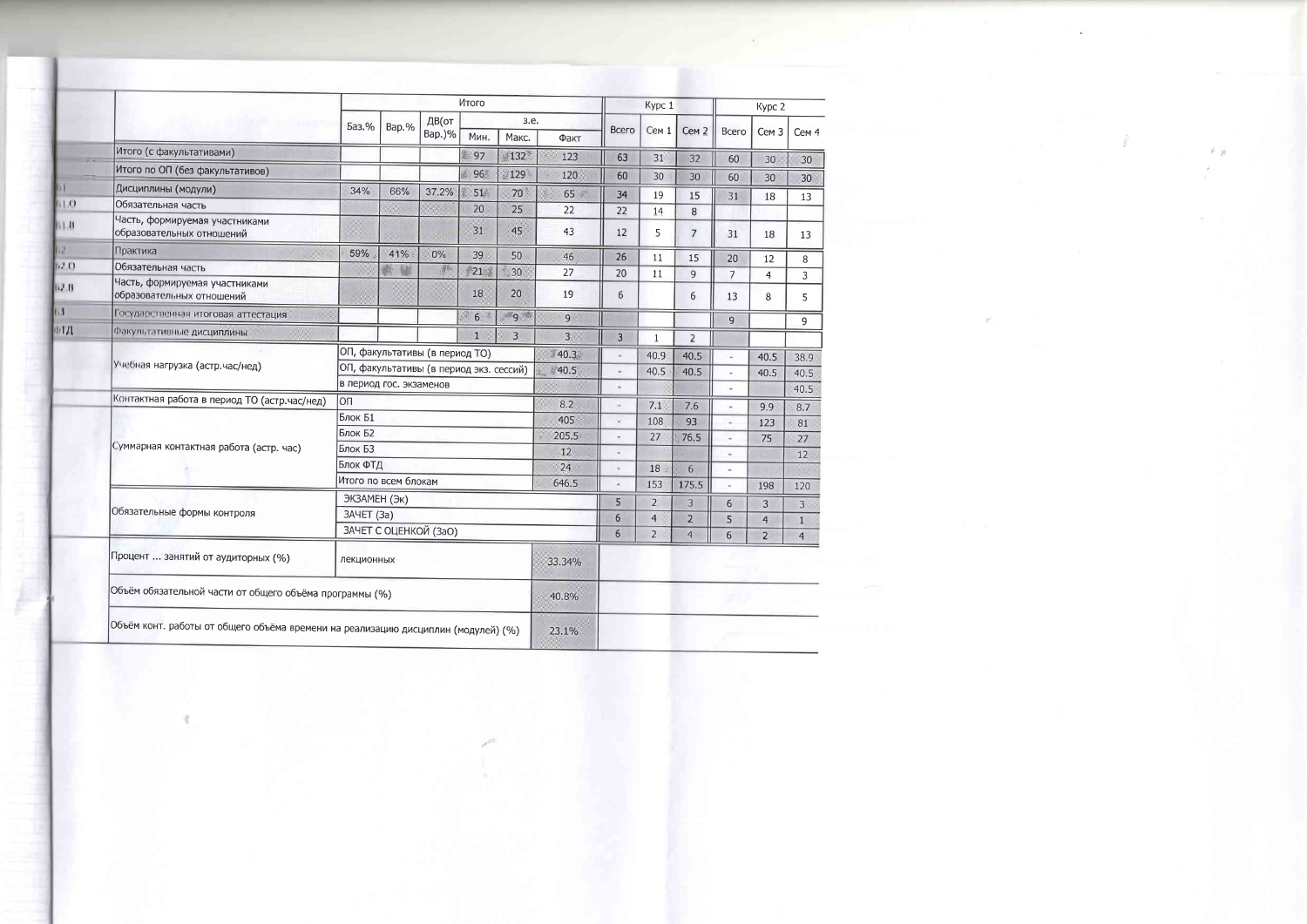| | | Итого | | | | | | Курс 1 | | | Курс 2 | | |
|---|---|---|---|---|---|---|---|---|---|---|---|---|---|
| | | Баз.% | Вар.% | ДВ(от Вар.)% | з.е. | | | Всего | Сем 1 | Сем 2 | Всего | Сем 3 | Сем 4 |
| | | | | | Мин. | Макс. | Факт | | | | | | |
| | Итого (с факультативами) | | | | 97 | 132 | 123 | 63 | 31 | 32 | 60 | 30 | 30 |
| | Итого по ОП (без факультативов) | | | | 96 | 129 | 120 | 60 | 30 | 30 | 60 | 30 | 30 |
| Б1 | Дисциплины (модули) | 34% | 66% | 37.2% | 51 | 70 | 65 | 34 | 19 | 15 | 31 | 18 | 13 |
| Б1.О | Обязательная часть | | | | 20 | 25 | 22 | 22 | 14 | 8 | | | |
| Б1.В | Часть, формируемая участниками образовательных отношений | | | | 31 | 45 | 43 | 12 | 5 | 7 | 31 | 18 | 13 |
| Б2 | Практика | 59% | 41% | 0% | 39 | 50 | 46 | 26 | 11 | 15 | 20 | 12 | 8 |
| Б2.О | Обязательная часть | | | | 21 | 30 | 27 | 20 | 11 | 9 | 7 | 4 | 3 |
| Б2.В | Часть, формируемая участниками образовательных отношений | | | | 18 | 20 | 19 | 6 | | 6 | 13 | 8 | 5 |
| Б3 | Государственная итоговая аттестация | | | | 6 | 9 | 9 | | | | 9 | | 9 |
| ФТД | Факультативные дисциплины | | | | 1 | 3 | 3 | 3 | 1 | 2 | | | |

| | | Факт | Курс 1 Всего | Сем 1 | Сем 2 | Курс 2 Всего | Сем 3 | Сем 4 |
|---|---|---|---|---|---|---|---|---|
| Учебная нагрузка (астр.час/нед) | ОП, факультативы (в период ТО) | 40.3 | - | 40.9 | 40.5 | - | 40.5 | 38.9 |
| | ОП, факультативы (в период экз. сессий) | 40.5 | - | 40.5 | 40.5 | - | 40.5 | 40.5 |
| | в период гос. экзаменов | | - | | | - | | 40.5 |
| Контактная работа в период ТО (астр.час/нед) | ОП | 8.2 | - | 7.1 | 7.6 | - | 9.9 | 8.7 |
| Суммарная контактная работа (астр. час) | Блок Б1 | 405 | - | 108 | 93 | - | 123 | 81 |
| | Блок Б2 | 205.5 | - | 27 | 76.5 | - | 75 | 27 |
| | Блок Б3 | 12 | - | | | - | | 12 |
| | Блок ФТД | 24 | - | 18 | 6 | - | | |
| | Итого по всем блокам | 646.5 | - | 153 | 175.5 | - | 198 | 120 |
| Обязательные формы контроля | ЭКЗАМЕН (Эк) | | 5 | 2 | 3 | 6 | 3 | 3 |
| | ЗАЧЕТ (За) | | 6 | 4 | 2 | 5 | 4 | 1 |
| | ЗАЧЕТ С ОЦЕНКОЙ (ЗаО) | | 6 | 2 | 4 | 6 | 2 | 4 |

| | | |
|---|---|---|
| Процент ... занятий от аудиторных (%) | лекционных | 33.34% |
| Объём обязательной части от общего объёма программы (%) | | 40.8% |
| Объём конт. работы от общего объёма времени на реализацию дисциплин (модулей) (%) | | 23.1% |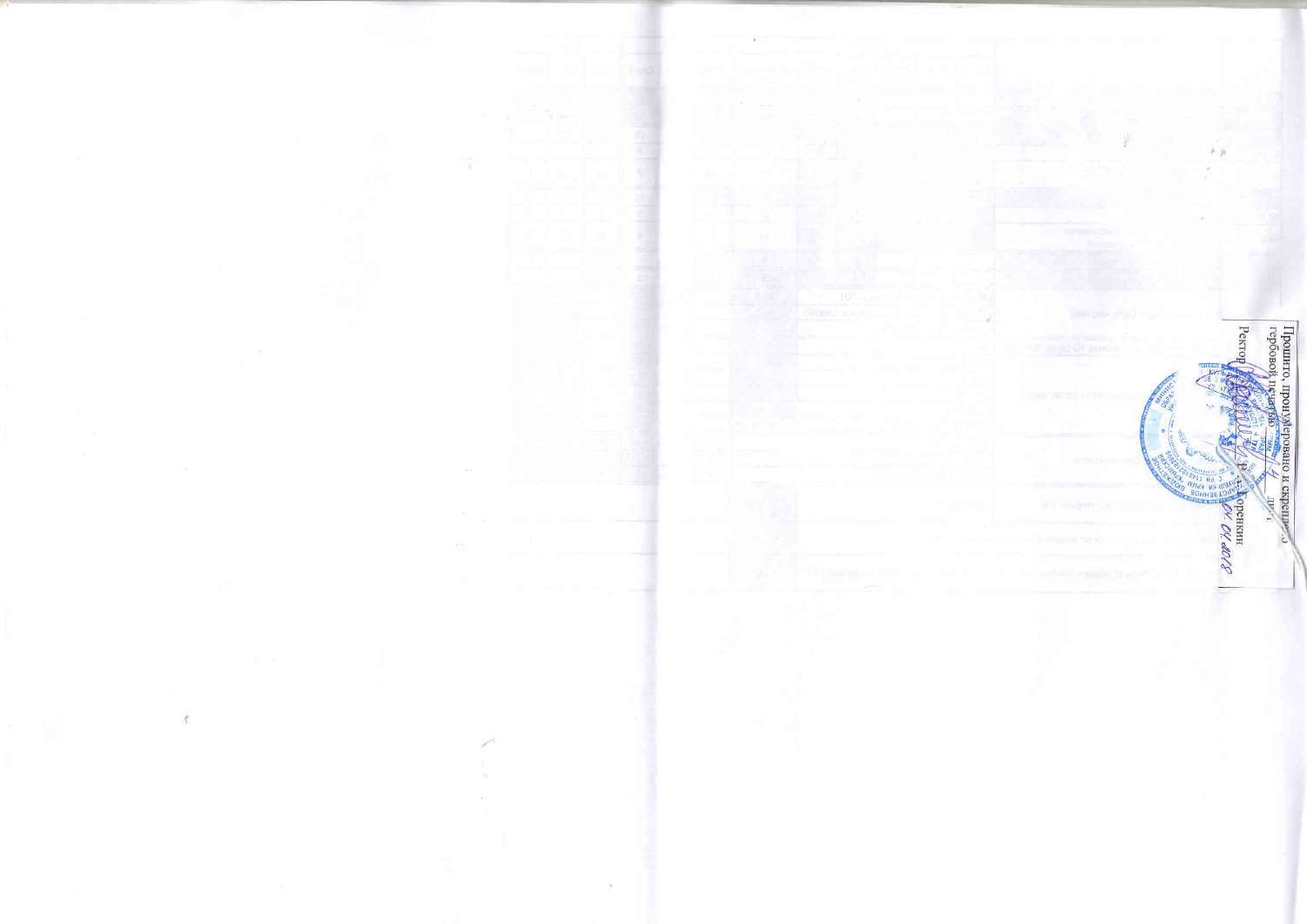Прошито, пронумеровано и скреплено гербовой печатью 14 листа

Ректор Горенкин

04.04.2018